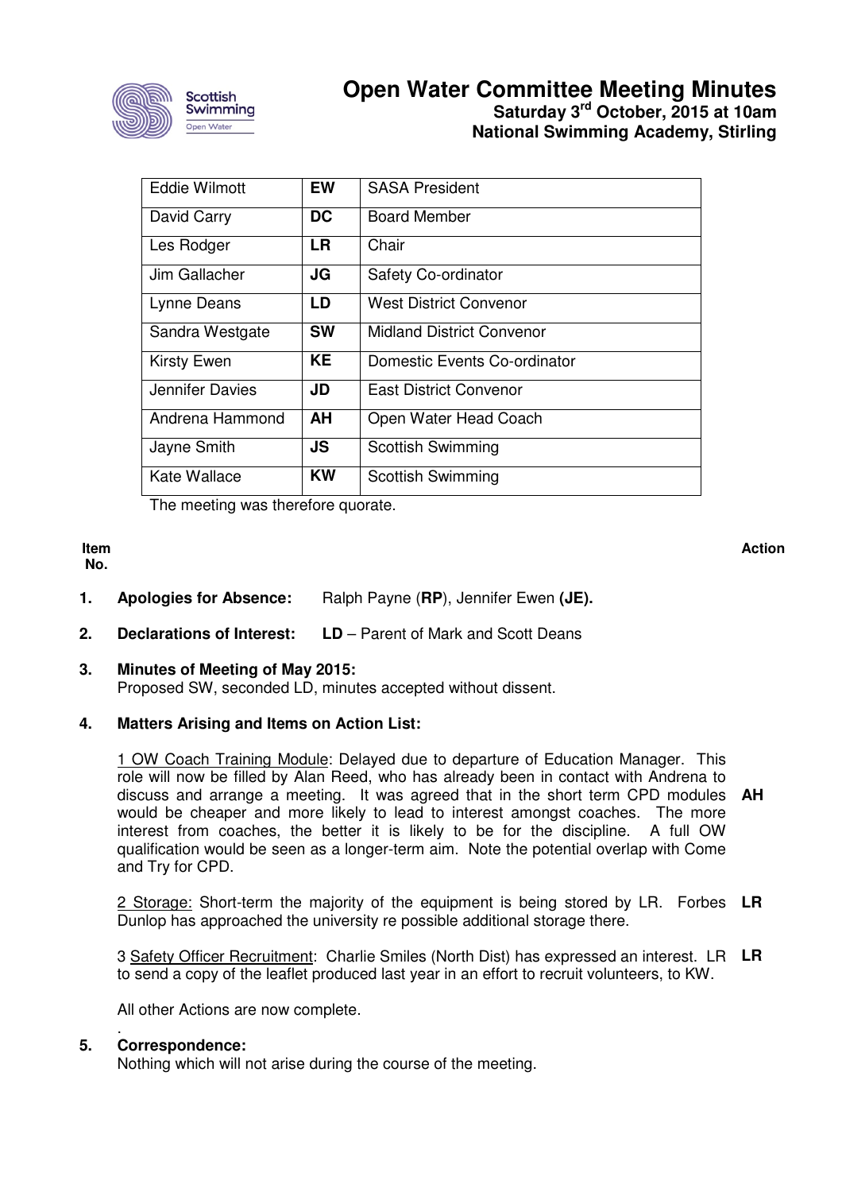# Open Water Committee Meeting Minutes

**Saturday 3rd October, 2015 at 10am**
**National Swimming Academy, Stirling**

| | | |
|---|---|---|
| Eddie Wilmott | **EW** | SASA President |
| David Carry | **DC** | Board Member |
| Les Rodger | **LR** | Chair |
| Jim Gallacher | **JG** | Safety Co-ordinator |
| Lynne Deans | **LD** | West District Convenor |
| Sandra Westgate | **SW** | Midland District Convenor |
| Kirsty Ewen | **KE** | Domestic Events Co-ordinator |
| Jennifer Davies | **JD** | East District Convenor |
| Andrena Hammond | **AH** | Open Water Head Coach |
| Jayne Smith | **JS** | Scottish Swimming |
| Kate Wallace | **KW** | Scottish Swimming |

The meeting was therefore quorate.

**Item No.** | **Action**

**1. Apologies for Absence:** Ralph Payne (**RP**), Jennifer Ewen **(JE).**

**2. Declarations of Interest:** **LD** – Parent of Mark and Scott Deans

**3. Minutes of Meeting of May 2015:**
Proposed SW, seconded LD, minutes accepted without dissent.

**4. Matters Arising and Items on Action List:**

1 OW Coach Training Module: Delayed due to departure of Education Manager. This role will now be filled by Alan Reed, who has already been in contact with Andrena to discuss and arrange a meeting. It was agreed that in the short term CPD modules would be cheaper and more likely to lead to interest amongst coaches. The more interest from coaches, the better it is likely to be for the discipline. A full OW qualification would be seen as a longer-term aim. Note the potential overlap with Come and Try for CPD. **AH**

2 Storage: Short-term the majority of the equipment is being stored by LR. Forbes Dunlop has approached the university re possible additional storage there. **LR**

3 Safety Officer Recruitment: Charlie Smiles (North Dist) has expressed an interest. LR to send a copy of the leaflet produced last year in an effort to recruit volunteers, to KW. **LR**

All other Actions are now complete.

**5. Correspondence:**
Nothing which will not arise during the course of the meeting.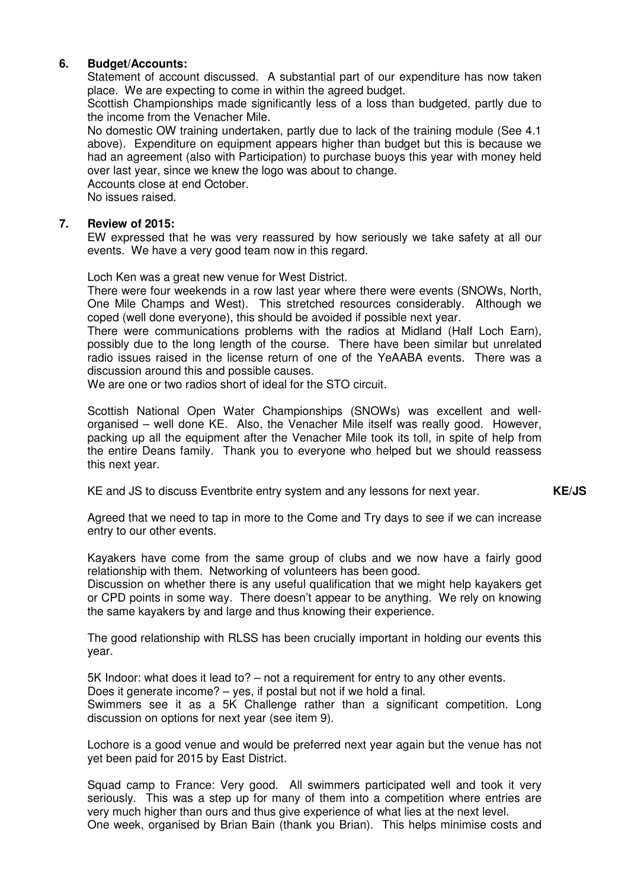## 6. Budget/Accounts:

Statement of account discussed. A substantial part of our expenditure has now taken place. We are expecting to come in within the agreed budget.

Scottish Championships made significantly less of a loss than budgeted, partly due to the income from the Venacher Mile.

No domestic OW training undertaken, partly due to lack of the training module (See 4.1 above). Expenditure on equipment appears higher than budget but this is because we had an agreement (also with Participation) to purchase buoys this year with money held over last year, since we knew the logo was about to change.

Accounts close at end October.

No issues raised.

## 7. Review of 2015:

EW expressed that he was very reassured by how seriously we take safety at all our events. We have a very good team now in this regard.

Loch Ken was a great new venue for West District.

There were four weekends in a row last year where there were events (SNOWs, North, One Mile Champs and West). This stretched resources considerably. Although we coped (well done everyone), this should be avoided if possible next year.

There were communications problems with the radios at Midland (Half Loch Earn), possibly due to the long length of the course. There have been similar but unrelated radio issues raised in the license return of one of the YeAABA events. There was a discussion around this and possible causes.

We are one or two radios short of ideal for the STO circuit.

Scottish National Open Water Championships (SNOWs) was excellent and well-organised – well done KE. Also, the Venacher Mile itself was really good. However, packing up all the equipment after the Venacher Mile took its toll, in spite of help from the entire Deans family. Thank you to everyone who helped but we should reassess this next year.

KE and JS to discuss Eventbrite entry system and any lessons for next year. **KE/JS**

Agreed that we need to tap in more to the Come and Try days to see if we can increase entry to our other events.

Kayakers have come from the same group of clubs and we now have a fairly good relationship with them. Networking of volunteers has been good.

Discussion on whether there is any useful qualification that we might help kayakers get or CPD points in some way. There doesn't appear to be anything. We rely on knowing the same kayakers by and large and thus knowing their experience.

The good relationship with RLSS has been crucially important in holding our events this year.

5K Indoor: what does it lead to? – not a requirement for entry to any other events.

Does it generate income? – yes, if postal but not if we hold a final.

Swimmers see it as a 5K Challenge rather than a significant competition. Long discussion on options for next year (see item 9).

Lochore is a good venue and would be preferred next year again but the venue has not yet been paid for 2015 by East District.

Squad camp to France: Very good. All swimmers participated well and took it very seriously. This was a step up for many of them into a competition where entries are very much higher than ours and thus give experience of what lies at the next level.

One week, organised by Brian Bain (thank you Brian). This helps minimise costs and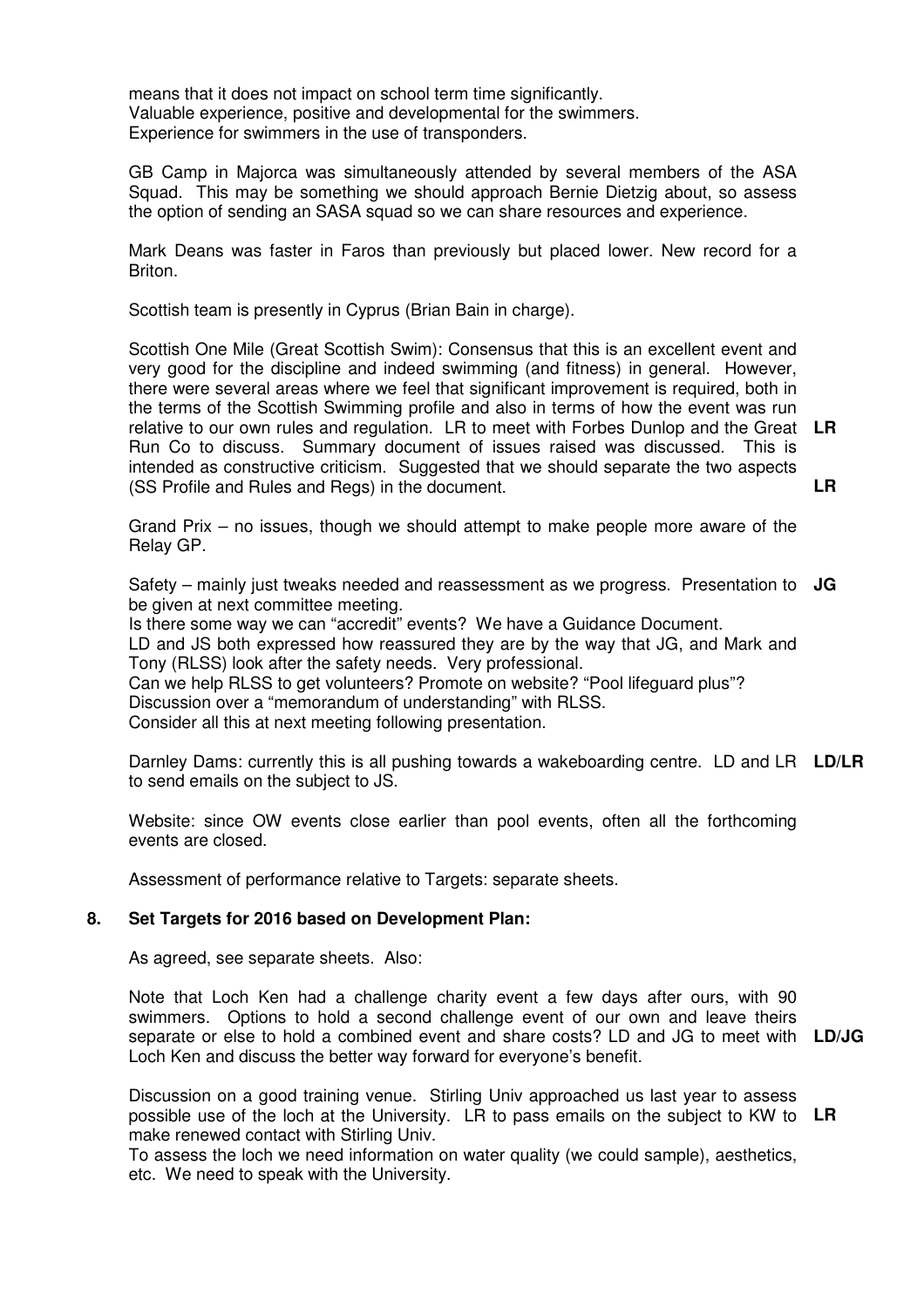means that it does not impact on school term time significantly.
Valuable experience, positive and developmental for the swimmers.
Experience for swimmers in the use of transponders.

GB Camp in Majorca was simultaneously attended by several members of the ASA Squad. This may be something we should approach Bernie Dietzig about, so assess the option of sending an SASA squad so we can share resources and experience.

Mark Deans was faster in Faros than previously but placed lower. New record for a Briton.

Scottish team is presently in Cyprus (Brian Bain in charge).

Scottish One Mile (Great Scottish Swim): Consensus that this is an excellent event and very good for the discipline and indeed swimming (and fitness) in general. However, there were several areas where we feel that significant improvement is required, both in the terms of the Scottish Swimming profile and also in terms of how the event was run relative to our own rules and regulation. LR to meet with Forbes Dunlop and the Great Run Co to discuss. Summary document of issues raised was discussed. This is intended as constructive criticism. Suggested that we should separate the two aspects (SS Profile and Rules and Regs) in the document. **LR** **LR**

Grand Prix – no issues, though we should attempt to make people more aware of the Relay GP.

Safety – mainly just tweaks needed and reassessment as we progress. Presentation to be given at next committee meeting. **JG**
Is there some way we can "accredit" events? We have a Guidance Document.
LD and JS both expressed how reassured they are by the way that JG, and Mark and Tony (RLSS) look after the safety needs. Very professional.
Can we help RLSS to get volunteers? Promote on website? "Pool lifeguard plus"?
Discussion over a "memorandum of understanding" with RLSS.
Consider all this at next meeting following presentation.

Darnley Dams: currently this is all pushing towards a wakeboarding centre. LD and LR to send emails on the subject to JS. **LD/LR**

Website: since OW events close earlier than pool events, often all the forthcoming events are closed.

Assessment of performance relative to Targets: separate sheets.

## 8. Set Targets for 2016 based on Development Plan:

As agreed, see separate sheets. Also:

Note that Loch Ken had a challenge charity event a few days after ours, with 90 swimmers. Options to hold a second challenge event of our own and leave theirs separate or else to hold a combined event and share costs? LD and JG to meet with Loch Ken and discuss the better way forward for everyone's benefit. **LD/JG**

Discussion on a good training venue. Stirling Univ approached us last year to assess possible use of the loch at the University. LR to pass emails on the subject to KW to make renewed contact with Stirling Univ. **LR**
To assess the loch we need information on water quality (we could sample), aesthetics, etc. We need to speak with the University.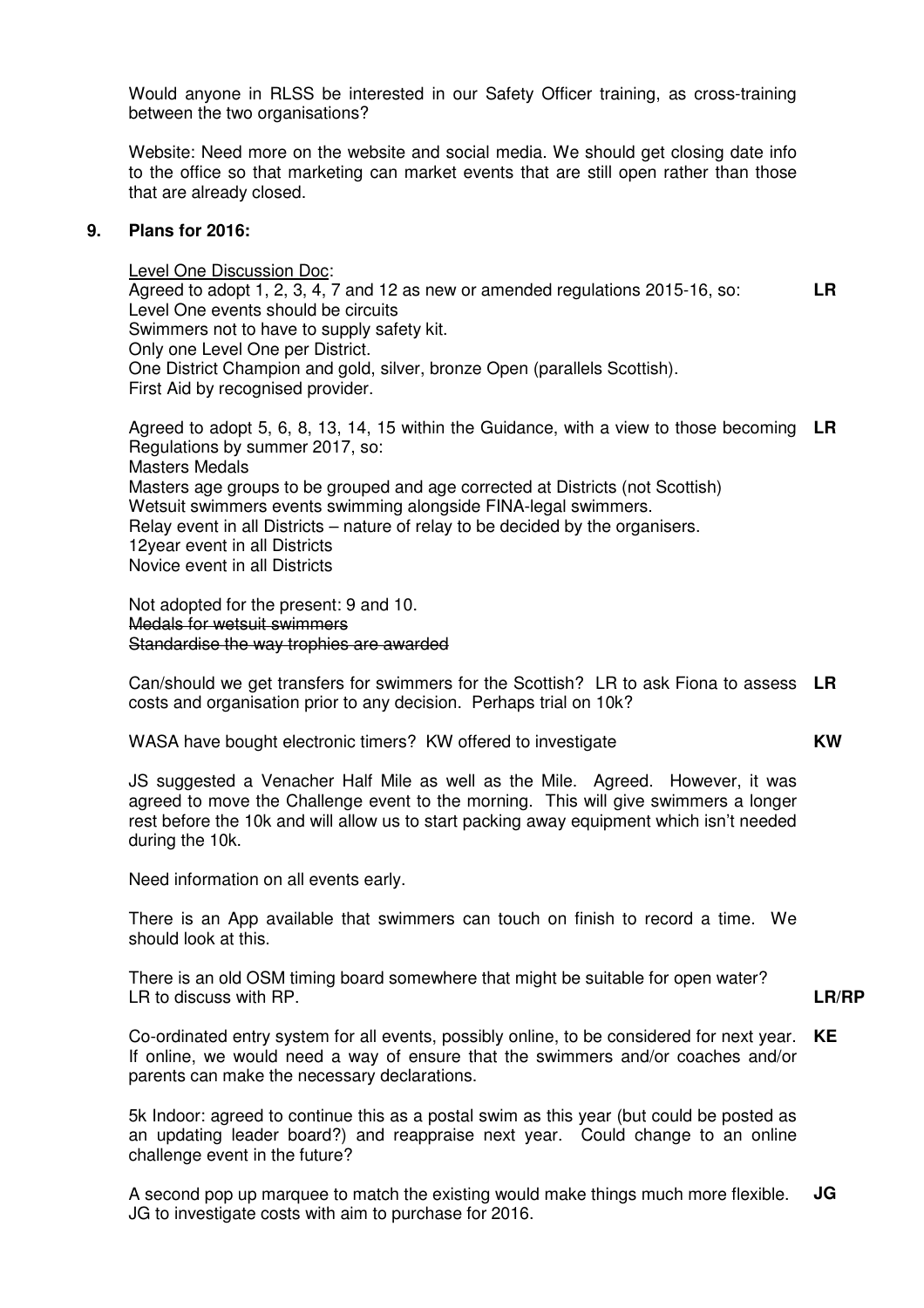Would anyone in RLSS be interested in our Safety Officer training, as cross-training between the two organisations?

Website: Need more on the website and social media. We should get closing date info to the office so that marketing can market events that are still open rather than those that are already closed.

## 9. Plans for 2016:

<u>Level One Discussion Doc</u>:
Agreed to adopt 1, 2, 3, 4, 7 and 12 as new or amended regulations 2015-16, so: **LR**
Level One events should be circuits
Swimmers not to have to supply safety kit.
Only one Level One per District.
One District Champion and gold, silver, bronze Open (parallels Scottish).
First Aid by recognised provider.

Agreed to adopt 5, 6, 8, 13, 14, 15 within the Guidance, with a view to those becoming Regulations by summer 2017, so: **LR**
Masters Medals
Masters age groups to be grouped and age corrected at Districts (not Scottish)
Wetsuit swimmers events swimming alongside FINA-legal swimmers.
Relay event in all Districts – nature of relay to be decided by the organisers.
12year event in all Districts
Novice event in all Districts

Not adopted for the present: 9 and 10.
~~Medals for wetsuit swimmers~~
~~Standardise the way trophies are awarded~~

Can/should we get transfers for swimmers for the Scottish? LR to ask Fiona to assess costs and organisation prior to any decision. Perhaps trial on 10k? **LR**

WASA have bought electronic timers? KW offered to investigate **KW**

JS suggested a Venacher Half Mile as well as the Mile. Agreed. However, it was agreed to move the Challenge event to the morning. This will give swimmers a longer rest before the 10k and will allow us to start packing away equipment which isn't needed during the 10k.

Need information on all events early.

There is an App available that swimmers can touch on finish to record a time. We should look at this.

There is an old OSM timing board somewhere that might be suitable for open water? LR to discuss with RP. **LR/RP**

Co-ordinated entry system for all events, possibly online, to be considered for next year. If online, we would need a way of ensure that the swimmers and/or coaches and/or parents can make the necessary declarations. **KE**

5k Indoor: agreed to continue this as a postal swim as this year (but could be posted as an updating leader board?) and reappraise next year. Could change to an online challenge event in the future?

A second pop up marquee to match the existing would make things much more flexible. JG to investigate costs with aim to purchase for 2016. **JG**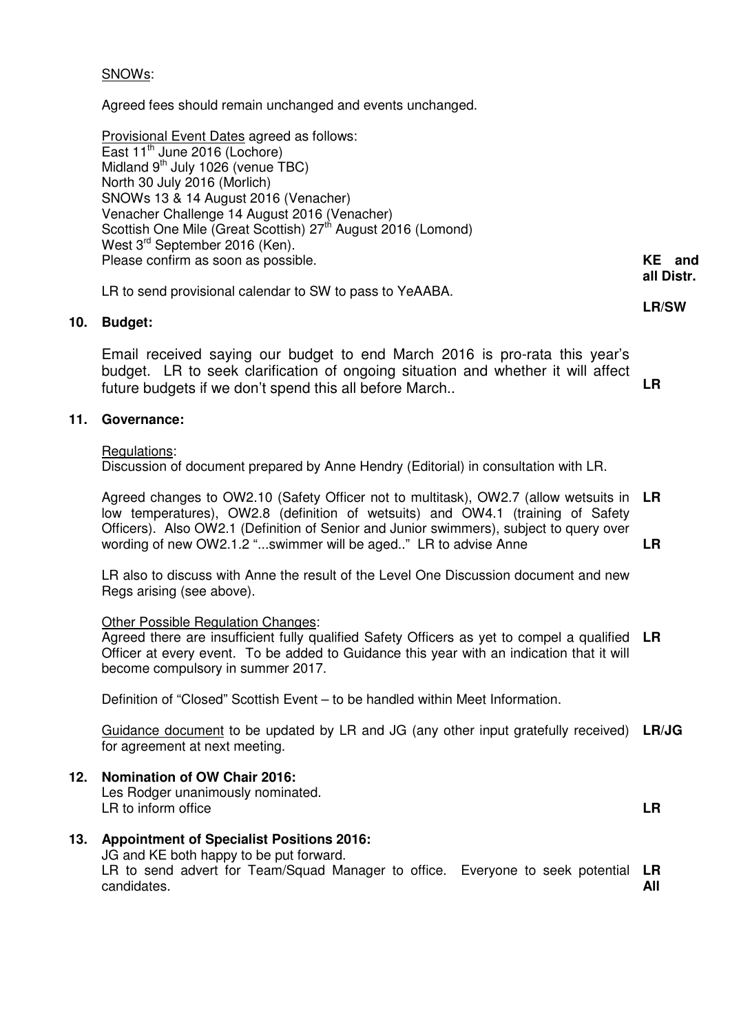SNOWs:

Agreed fees should remain unchanged and events unchanged.

Provisional Event Dates agreed as follows:
East 11th June 2016 (Lochore)
Midland 9th July 1026 (venue TBC)
North 30 July 2016 (Morlich)
SNOWs 13 & 14 August 2016 (Venacher)
Venacher Challenge 14 August 2016 (Venacher)
Scottish One Mile (Great Scottish) 27th August 2016 (Lomond)
West 3rd September 2016 (Ken).
Please confirm as soon as possible. **KE and all Distr.**

LR to send provisional calendar to SW to pass to YeAABA. **LR/SW**

## 10. Budget:

Email received saying our budget to end March 2016 is pro-rata this year's budget. LR to seek clarification of ongoing situation and whether it will affect future budgets if we don't spend this all before March.. **LR**

## 11. Governance:

Regulations:
Discussion of document prepared by Anne Hendry (Editorial) in consultation with LR.

Agreed changes to OW2.10 (Safety Officer not to multitask), OW2.7 (allow wetsuits in low temperatures), OW2.8 (definition of wetsuits) and OW4.1 (training of Safety Officers). Also OW2.1 (Definition of Senior and Junior swimmers), subject to query over wording of new OW2.1.2 "...swimmer will be aged.." LR to advise Anne **LR** **LR**

LR also to discuss with Anne the result of the Level One Discussion document and new Regs arising (see above).

Other Possible Regulation Changes:
Agreed there are insufficient fully qualified Safety Officers as yet to compel a qualified Officer at every event. To be added to Guidance this year with an indication that it will become compulsory in summer 2017. **LR**

Definition of "Closed" Scottish Event – to be handled within Meet Information.

Guidance document to be updated by LR and JG (any other input gratefully received) for agreement at next meeting. **LR/JG**

## 12. Nomination of OW Chair 2016:

Les Rodger unanimously nominated.
LR to inform office **LR**

## 13. Appointment of Specialist Positions 2016:

JG and KE both happy to be put forward.
LR to send advert for Team/Squad Manager to office. Everyone to seek potential candidates. **LR** **All**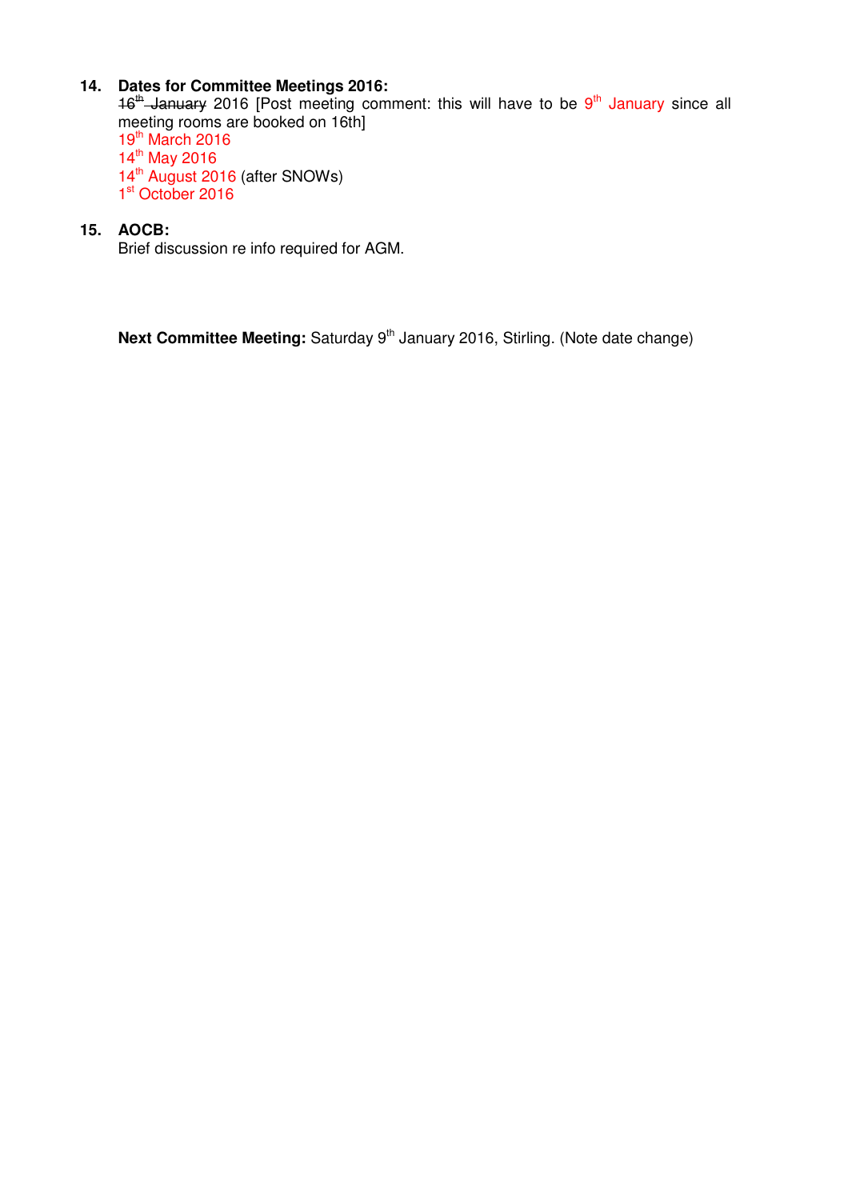**14. Dates for Committee Meetings 2016:**

~~16th January~~ 2016 [Post meeting comment: this will have to be 9th January since all meeting rooms are booked on 16th]
19th March 2016
14th May 2016
14th August 2016 (after SNOWs)
1st October 2016

**15. AOCB:**

Brief discussion re info required for AGM.

**Next Committee Meeting:** Saturday 9th January 2016, Stirling. (Note date change)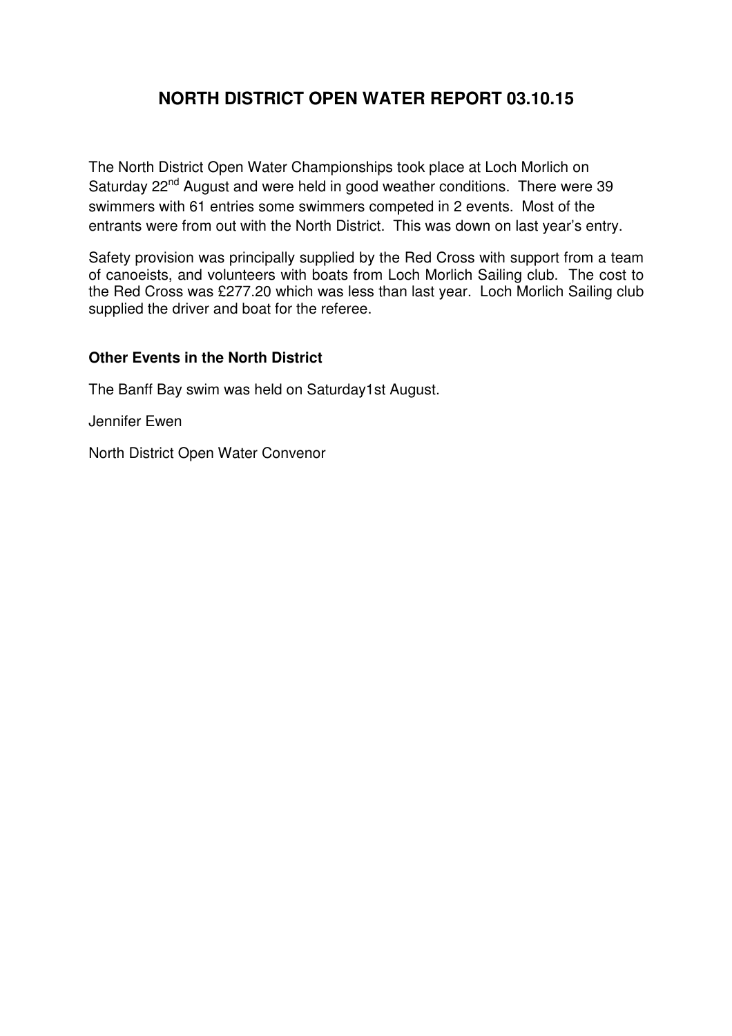# NORTH DISTRICT OPEN WATER REPORT 03.10.15

The North District Open Water Championships took place at Loch Morlich on Saturday 22nd August and were held in good weather conditions. There were 39 swimmers with 61 entries some swimmers competed in 2 events. Most of the entrants were from out with the North District. This was down on last year's entry.

Safety provision was principally supplied by the Red Cross with support from a team of canoeists, and volunteers with boats from Loch Morlich Sailing club. The cost to the Red Cross was £277.20 which was less than last year. Loch Morlich Sailing club supplied the driver and boat for the referee.

**Other Events in the North District**

The Banff Bay swim was held on Saturday1st August.

Jennifer Ewen

North District Open Water Convenor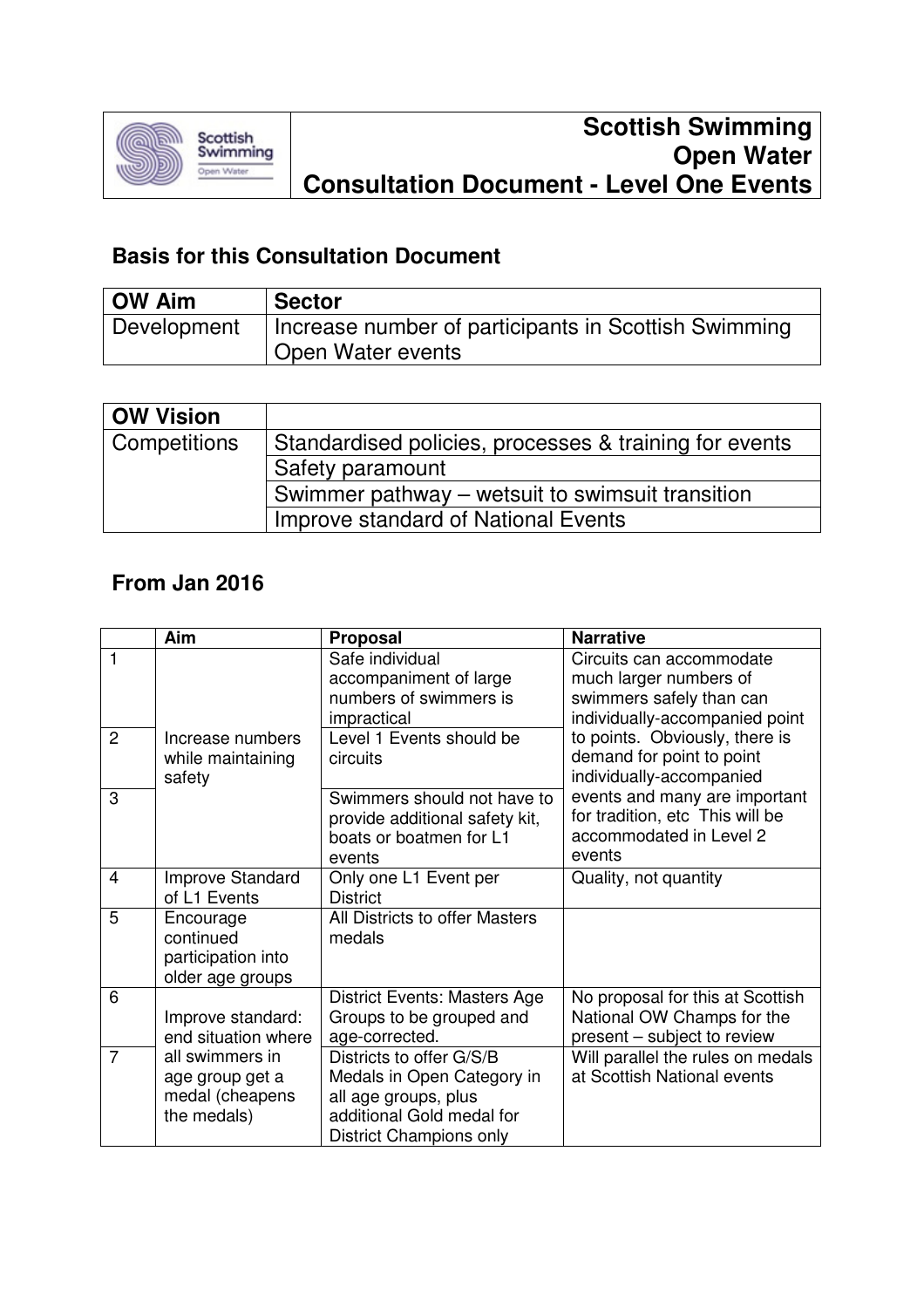# Scottish Swimming Open Water Consultation Document - Level One Events

## Basis for this Consultation Document

| OW Aim | Sector |
|---|---|
| Development | Increase number of participants in Scottish Swimming Open Water events |

| OW Vision | |
|---|---|
| Competitions | Standardised policies, processes & training for events |
| | Safety paramount |
| | Swimmer pathway – wetsuit to swimsuit transition |
| | Improve standard of National Events |

## From Jan 2016

| | Aim | Proposal | Narrative |
|---|---|---|---|
| 1 | Increase numbers while maintaining safety | Safe individual accompaniment of large numbers of swimmers is impractical | Circuits can accommodate much larger numbers of swimmers safely than can individually-accompanied point to points. Obviously, there is demand for point to point individually-accompanied events and many are important for tradition, etc This will be accommodated in Level 2 events |
| 2 | | Level 1 Events should be circuits | |
| 3 | | Swimmers should not have to provide additional safety kit, boats or boatmen for L1 events | |
| 4 | Improve Standard of L1 Events | Only one L1 Event per District | Quality, not quantity |
| 5 | Encourage continued participation into older age groups | All Districts to offer Masters medals | |
| 6 | Improve standard: end situation where all swimmers in age group get a medal (cheapens the medals) | District Events: Masters Age Groups to be grouped and age-corrected. | No proposal for this at Scottish National OW Champs for the present – subject to review |
| 7 | | Districts to offer G/S/B Medals in Open Category in all age groups, plus additional Gold medal for District Champions only | Will parallel the rules on medals at Scottish National events |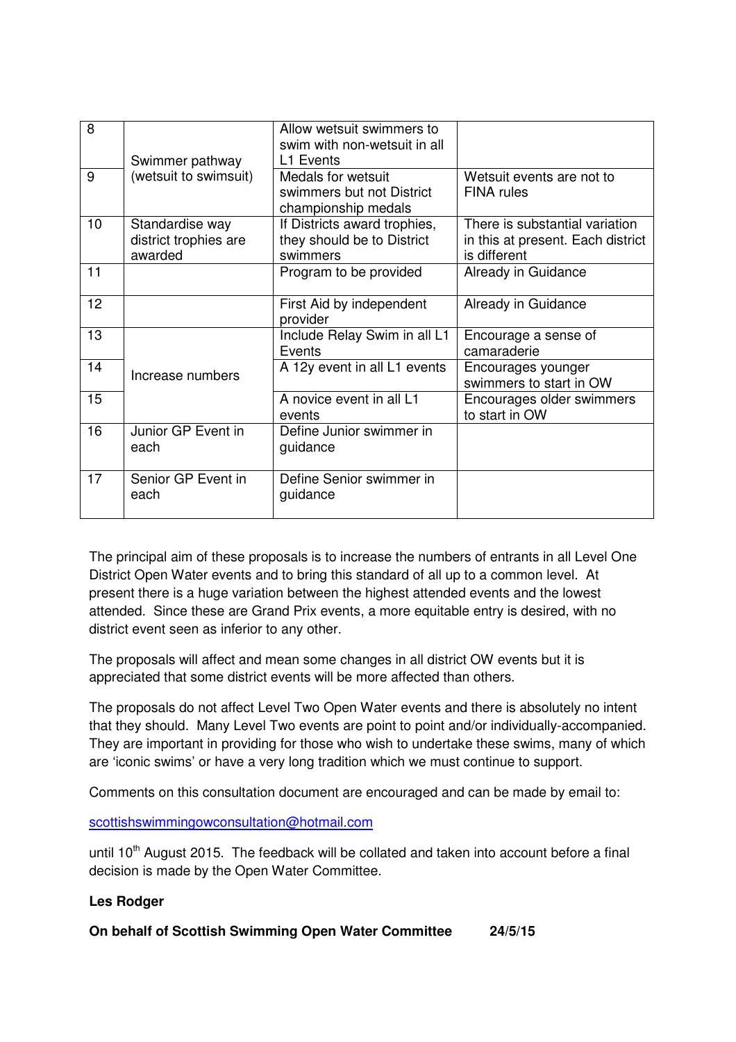| 8 | Swimmer pathway (wetsuit to swimsuit) | Allow wetsuit swimmers to swim with non-wetsuit in all L1 Events | |
|---|---|---|---|
| 9 | | Medals for wetsuit swimmers but not District championship medals | Wetsuit events are not to FINA rules |
| 10 | Standardise way district trophies are awarded | If Districts award trophies, they should be to District swimmers | There is substantial variation in this at present. Each district is different |
| 11 | | Program to be provided | Already in Guidance |
| 12 | | First Aid by independent provider | Already in Guidance |
| 13 | Increase numbers | Include Relay Swim in all L1 Events | Encourage a sense of camaraderie |
| 14 | | A 12y event in all L1 events | Encourages younger swimmers to start in OW |
| 15 | | A novice event in all L1 events | Encourages older swimmers to start in OW |
| 16 | Junior GP Event in each | Define Junior swimmer in guidance | |
| 17 | Senior GP Event in each | Define Senior swimmer in guidance | |

The principal aim of these proposals is to increase the numbers of entrants in all Level One District Open Water events and to bring this standard of all up to a common level. At present there is a huge variation between the highest attended events and the lowest attended. Since these are Grand Prix events, a more equitable entry is desired, with no district event seen as inferior to any other.

The proposals will affect and mean some changes in all district OW events but it is appreciated that some district events will be more affected than others.

The proposals do not affect Level Two Open Water events and there is absolutely no intent that they should. Many Level Two events are point to point and/or individually-accompanied. They are important in providing for those who wish to undertake these swims, many of which are 'iconic swims' or have a very long tradition which we must continue to support.

Comments on this consultation document are encouraged and can be made by email to:

scottishswimmingowconsultation@hotmail.com

until 10th August 2015. The feedback will be collated and taken into account before a final decision is made by the Open Water Committee.

**Les Rodger**

**On behalf of Scottish Swimming Open Water Committee 24/5/15**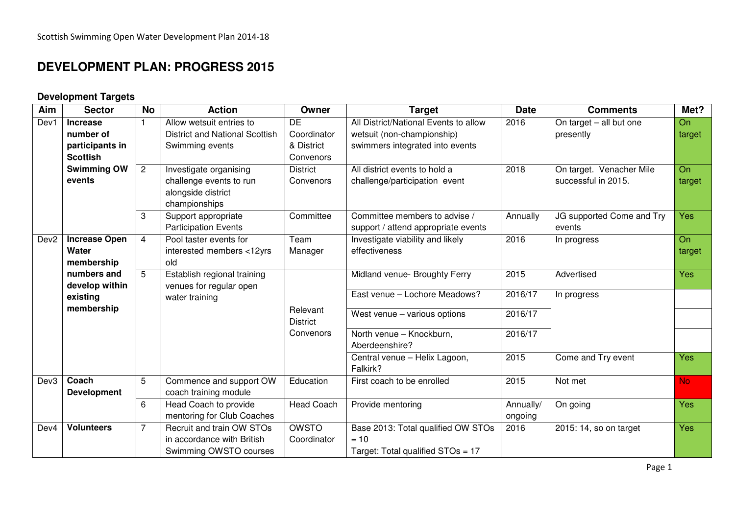# DEVELOPMENT PLAN: PROGRESS 2015

## Development Targets

| Aim | Sector | No | Action | Owner | Target | Date | Comments | Met? |
|---|---|---|---|---|---|---|---|---|
| Dev1 | **Increase number of participants in Scottish Swimming OW events** | 1 | Allow wetsuit entries to District and National Scottish Swimming events | DE Coordinator & District Convenors | All District/National Events to allow wetsuit (non-championship) swimmers integrated into events | 2016 | On target – all but one presently | On target |
| | | 2 | Investigate organising challenge events to run alongside district championships | District Convenors | All district events to hold a challenge/participation event | 2018 | On target. Venacher Mile successful in 2015. | On target |
| | | 3 | Support appropriate Participation Events | Committee | Committee members to advise / support / attend appropriate events | Annually | JG supported Come and Try events | Yes |
| Dev2 | **Increase Open Water membership numbers and develop within existing membership** | 4 | Pool taster events for interested members <12yrs old | Team Manager | Investigate viability and likely effectiveness | 2016 | In progress | On target |
| | | 5 | Establish regional training venues for regular open water training | Relevant District Convenors | Midland venue- Broughty Ferry | 2015 | Advertised | Yes |
| | | | | | East venue – Lochore Meadows? | 2016/17 | In progress | |
| | | | | | West venue – various options | 2016/17 | | |
| | | | | | North venue – Knockburn, Aberdeenshire? | 2016/17 | | |
| | | | | | Central venue – Helix Lagoon, Falkirk? | 2015 | Come and Try event | Yes |
| Dev3 | **Coach Development** | 5 | Commence and support OW coach training module | Education | First coach to be enrolled | 2015 | Not met | No |
| | | 6 | Head Coach to provide mentoring for Club Coaches | Head Coach | Provide mentoring | Annually/ ongoing | On going | Yes |
| Dev4 | **Volunteers** | 7 | Recruit and train OW STOs in accordance with British Swimming OWSTO courses | OWSTO Coordinator | Base 2013: Total qualified OW STOs = 10<br>Target: Total qualified STOs = 17 | 2016 | 2015: 14, so on target | Yes |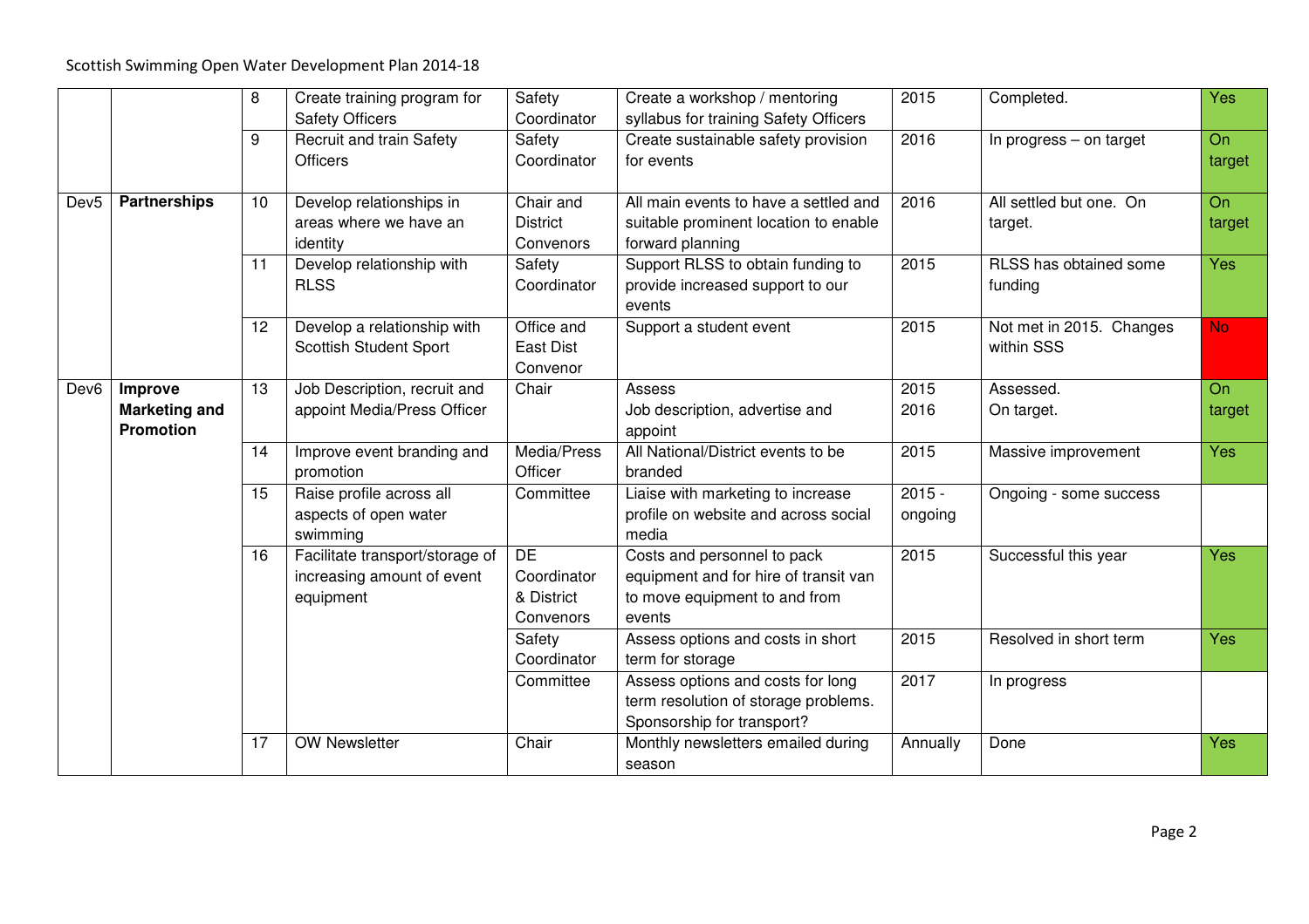| | | 8 | Create training program for Safety Officers | Safety Coordinator | Create a workshop / mentoring syllabus for training Safety Officers | 2015 | Completed. | Yes |
|---|---|---|---|---|---|---|---|---|
| | | 9 | Recruit and train Safety Officers | Safety Coordinator | Create sustainable safety provision for events | 2016 | In progress – on target | On target |
| Dev5 | **Partnerships** | 10 | Develop relationships in areas where we have an identity | Chair and District Convenors | All main events to have a settled and suitable prominent location to enable forward planning | 2016 | All settled but one. On target. | On target |
| | | 11 | Develop relationship with RLSS | Safety Coordinator | Support RLSS to obtain funding to provide increased support to our events | 2015 | RLSS has obtained some funding | Yes |
| | | 12 | Develop a relationship with Scottish Student Sport | Office and East Dist Convenor | Support a student event | 2015 | Not met in 2015. Changes within SSS | No |
| Dev6 | **Improve Marketing and Promotion** | 13 | Job Description, recruit and appoint Media/Press Officer | Chair | Assess<br>Job description, advertise and appoint | 2015<br>2016 | Assessed.<br>On target. | On target |
| | | 14 | Improve event branding and promotion | Media/Press Officer | All National/District events to be branded | 2015 | Massive improvement | Yes |
| | | 15 | Raise profile across all aspects of open water swimming | Committee | Liaise with marketing to increase profile on website and across social media | 2015 - ongoing | Ongoing - some success | |
| | | 16 | Facilitate transport/storage of increasing amount of event equipment | DE Coordinator & District Convenors | Costs and personnel to pack equipment and for hire of transit van to move equipment to and from events | 2015 | Successful this year | Yes |
| | | | | Safety Coordinator | Assess options and costs in short term for storage | 2015 | Resolved in short term | Yes |
| | | | | Committee | Assess options and costs for long term resolution of storage problems. Sponsorship for transport? | 2017 | In progress | |
| | | 17 | OW Newsletter | Chair | Monthly newsletters emailed during season | Annually | Done | Yes |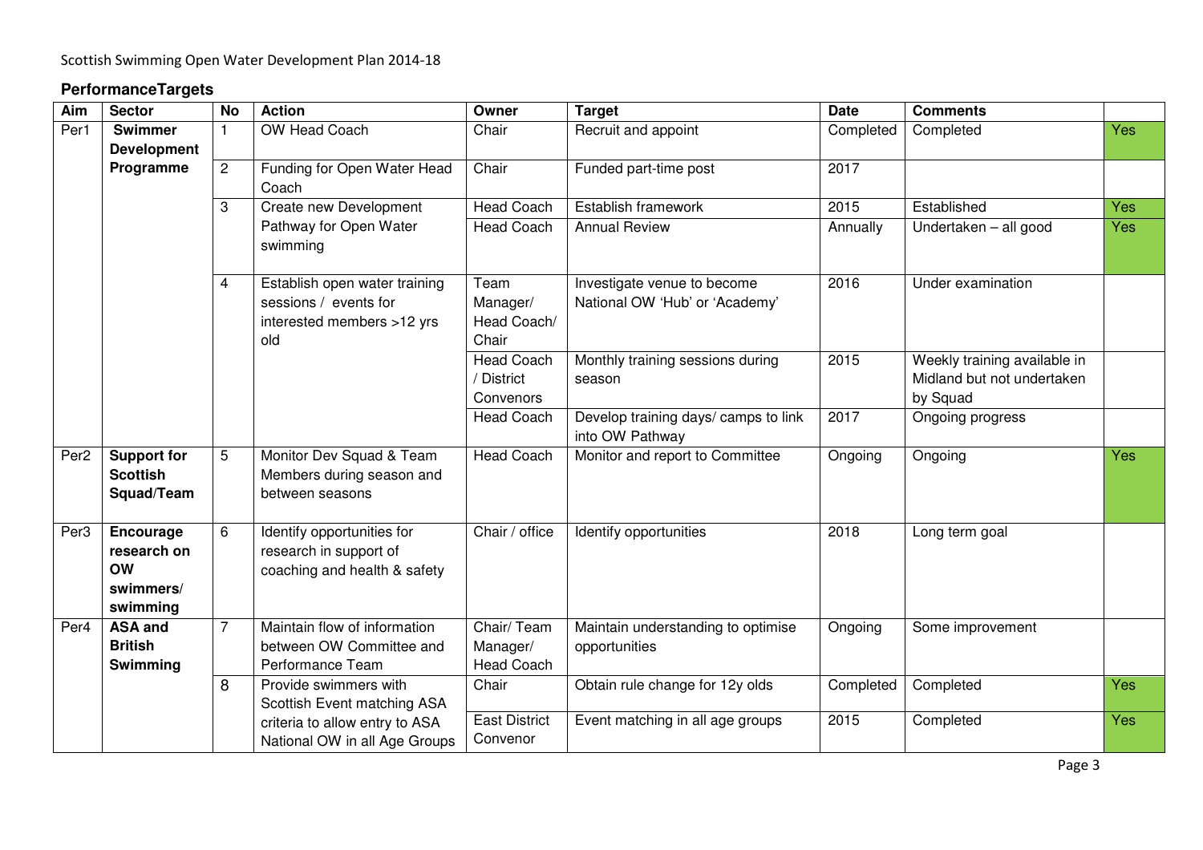Scottish Swimming Open Water Development Plan 2014-18

## PerformanceTargets

| Aim | Sector | No | Action | Owner | Target | Date | Comments | |
|---|---|---|---|---|---|---|---|---|
| Per1 | **Swimmer Development Programme** | 1 | OW Head Coach | Chair | Recruit and appoint | Completed | Completed | Yes |
| | | 2 | Funding for Open Water Head Coach | Chair | Funded part-time post | 2017 | | |
| | | 3 | Create new Development Pathway for Open Water swimming | Head Coach | Establish framework | 2015 | Established | Yes |
| | | | | Head Coach | Annual Review | Annually | Undertaken – all good | Yes |
| | | 4 | Establish open water training sessions / events for interested members >12 yrs old | Team Manager/ Head Coach/ Chair | Investigate venue to become National OW 'Hub' or 'Academy' | 2016 | Under examination | |
| | | | | Head Coach / District Convenors | Monthly training sessions during season | 2015 | Weekly training available in Midland but not undertaken by Squad | |
| | | | | Head Coach | Develop training days/ camps to link into OW Pathway | 2017 | Ongoing progress | |
| Per2 | **Support for Scottish Squad/Team** | 5 | Monitor Dev Squad & Team Members during season and between seasons | Head Coach | Monitor and report to Committee | Ongoing | Ongoing | Yes |
| Per3 | **Encourage research on OW swimmers/ swimming** | 6 | Identify opportunities for research in support of coaching and health & safety | Chair / office | Identify opportunities | 2018 | Long term goal | |
| Per4 | **ASA and British Swimming** | 7 | Maintain flow of information between OW Committee and Performance Team | Chair/ Team Manager/ Head Coach | Maintain understanding to optimise opportunities | Ongoing | Some improvement | |
| | | 8 | Provide swimmers with Scottish Event matching ASA criteria to allow entry to ASA National OW in all Age Groups | Chair | Obtain rule change for 12y olds | Completed | Completed | Yes |
| | | | | East District Convenor | Event matching in all age groups | 2015 | Completed | Yes |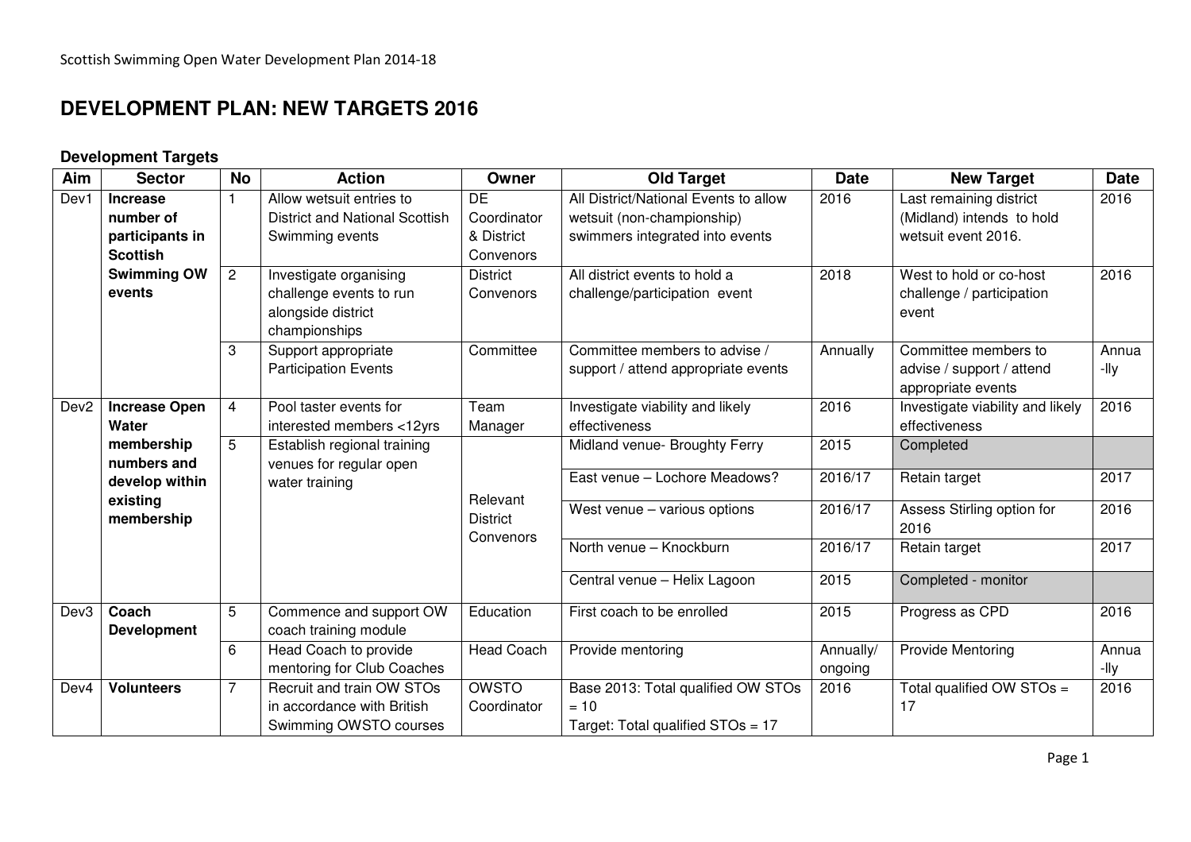# DEVELOPMENT PLAN: NEW TARGETS 2016

### Development Targets

| Aim | Sector | No | Action | Owner | Old Target | Date | New Target | Date |
|---|---|---|---|---|---|---|---|---|
| Dev1 | **Increase number of participants in Scottish Swimming OW events** | 1 | Allow wetsuit entries to District and National Scottish Swimming events | DE Coordinator & District Convenors | All District/National Events to allow wetsuit (non-championship) swimmers integrated into events | 2016 | Last remaining district (Midland) intends to hold wetsuit event 2016. | 2016 |
| | | 2 | Investigate organising challenge events to run alongside district championships | District Convenors | All district events to hold a challenge/participation event | 2018 | West to hold or co-host challenge / participation event | 2016 |
| | | 3 | Support appropriate Participation Events | Committee | Committee members to advise / support / attend appropriate events | Annually | Committee members to advise / support / attend appropriate events | Annua -lly |
| Dev2 | **Increase Open Water membership numbers and develop within existing membership** | 4 | Pool taster events for interested members <12yrs | Team Manager | Investigate viability and likely effectiveness | 2016 | Investigate viability and likely effectiveness | 2016 |
| | | 5 | Establish regional training venues for regular open water training | Relevant District Convenors | Midland venue- Broughty Ferry | 2015 | Completed | |
| | | | | | East venue – Lochore Meadows? | 2016/17 | Retain target | 2017 |
| | | | | | West venue – various options | 2016/17 | Assess Stirling option for 2016 | 2016 |
| | | | | | North venue – Knockburn | 2016/17 | Retain target | 2017 |
| | | | | | Central venue – Helix Lagoon | 2015 | Completed - monitor | |
| Dev3 | **Coach Development** | 5 | Commence and support OW coach training module | Education | First coach to be enrolled | 2015 | Progress as CPD | 2016 |
| | | 6 | Head Coach to provide mentoring for Club Coaches | Head Coach | Provide mentoring | Annually/ ongoing | Provide Mentoring | Annua -lly |
| Dev4 | **Volunteers** | 7 | Recruit and train OW STOs in accordance with British Swimming OWSTO courses | OWSTO Coordinator | Base 2013: Total qualified OW STOs = 10<br>Target: Total qualified STOs = 17 | 2016 | Total qualified OW STOs = 17 | 2016 |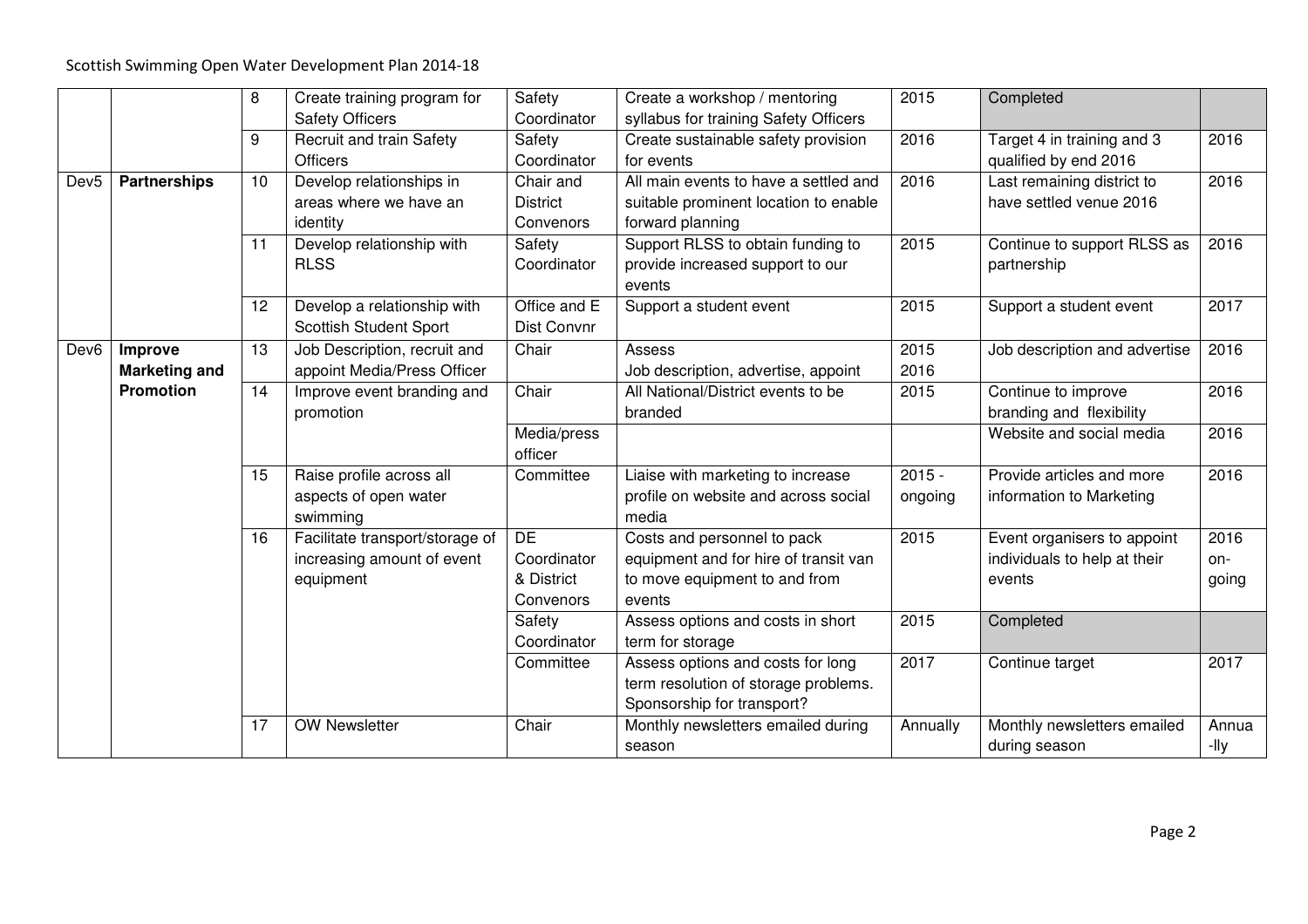| | | | | | | | | |
|---|---|---|---|---|---|---|---|---|
| | | 8 | Create training program for Safety Officers | Safety Coordinator | Create a workshop / mentoring syllabus for training Safety Officers | 2015 | Completed | |
| | | 9 | Recruit and train Safety Officers | Safety Coordinator | Create sustainable safety provision for events | 2016 | Target 4 in training and 3 qualified by end 2016 | 2016 |
| Dev5 | **Partnerships** | 10 | Develop relationships in areas where we have an identity | Chair and District Convenors | All main events to have a settled and suitable prominent location to enable forward planning | 2016 | Last remaining district to have settled venue 2016 | 2016 |
| | | 11 | Develop relationship with RLSS | Safety Coordinator | Support RLSS to obtain funding to provide increased support to our events | 2015 | Continue to support RLSS as partnership | 2016 |
| | | 12 | Develop a relationship with Scottish Student Sport | Office and E Dist Convnr | Support a student event | 2015 | Support a student event | 2017 |
| Dev6 | **Improve Marketing and Promotion** | 13 | Job Description, recruit and appoint Media/Press Officer | Chair | Assess<br>Job description, advertise, appoint | 2015<br>2016 | Job description and advertise | 2016 |
| | | 14 | Improve event branding and promotion | Chair | All National/District events to be branded | 2015 | Continue to improve branding and flexibility | 2016 |
| | | | | Media/press officer | | | Website and social media | 2016 |
| | | 15 | Raise profile across all aspects of open water swimming | Committee | Liaise with marketing to increase profile on website and across social media | 2015 - ongoing | Provide articles and more information to Marketing | 2016 |
| | | 16 | Facilitate transport/storage of increasing amount of event equipment | DE Coordinator & District Convenors | Costs and personnel to pack equipment and for hire of transit van to move equipment to and from events | 2015 | Event organisers to appoint individuals to help at their events | 2016 on-going |
| | | | | Safety Coordinator | Assess options and costs in short term for storage | 2015 | Completed | |
| | | | | Committee | Assess options and costs for long term resolution of storage problems. Sponsorship for transport? | 2017 | Continue target | 2017 |
| | | 17 | OW Newsletter | Chair | Monthly newsletters emailed during season | Annually | Monthly newsletters emailed during season | Annua -lly |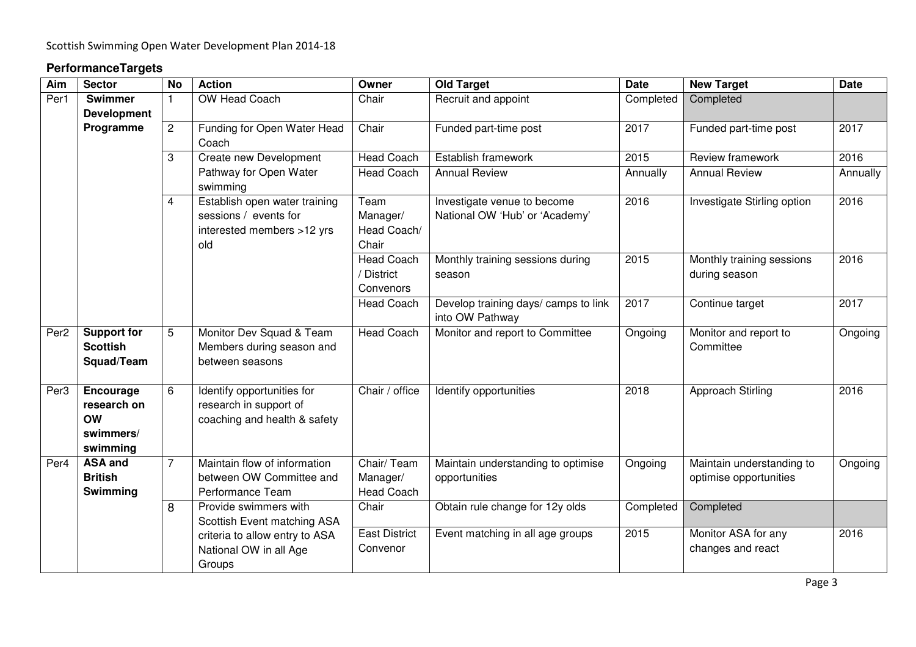## PerformanceTargets

| Aim | Sector | No | Action | Owner | Old Target | Date | New Target | Date |
|---|---|---|---|---|---|---|---|---|
| Per1 | **Swimmer Development Programme** | 1 | OW Head Coach | Chair | Recruit and appoint | Completed | Completed | |
| | | 2 | Funding for Open Water Head Coach | Chair | Funded part-time post | 2017 | Funded part-time post | 2017 |
| | | 3 | Create new Development Pathway for Open Water swimming | Head Coach | Establish framework | 2015 | Review framework | 2016 |
| | | | | Head Coach | Annual Review | Annually | Annual Review | Annually |
| | | 4 | Establish open water training sessions / events for interested members >12 yrs old | Team Manager/ Head Coach/ Chair | Investigate venue to become National OW 'Hub' or 'Academy' | 2016 | Investigate Stirling option | 2016 |
| | | | | Head Coach / District Convenors | Monthly training sessions during season | 2015 | Monthly training sessions during season | 2016 |
| | | | | Head Coach | Develop training days/ camps to link into OW Pathway | 2017 | Continue target | 2017 |
| Per2 | **Support for Scottish Squad/Team** | 5 | Monitor Dev Squad & Team Members during season and between seasons | Head Coach | Monitor and report to Committee | Ongoing | Monitor and report to Committee | Ongoing |
| Per3 | **Encourage research on OW swimmers/ swimming** | 6 | Identify opportunities for research in support of coaching and health & safety | Chair / office | Identify opportunities | 2018 | Approach Stirling | 2016 |
| Per4 | **ASA and British Swimming** | 7 | Maintain flow of information between OW Committee and Performance Team | Chair/ Team Manager/ Head Coach | Maintain understanding to optimise opportunities | Ongoing | Maintain understanding to optimise opportunities | Ongoing |
| | | 8 | Provide swimmers with Scottish Event matching ASA criteria to allow entry to ASA National OW in all Age Groups | Chair | Obtain rule change for 12y olds | Completed | Completed | |
| | | | | East District Convenor | Event matching in all age groups | 2015 | Monitor ASA for any changes and react | 2016 |